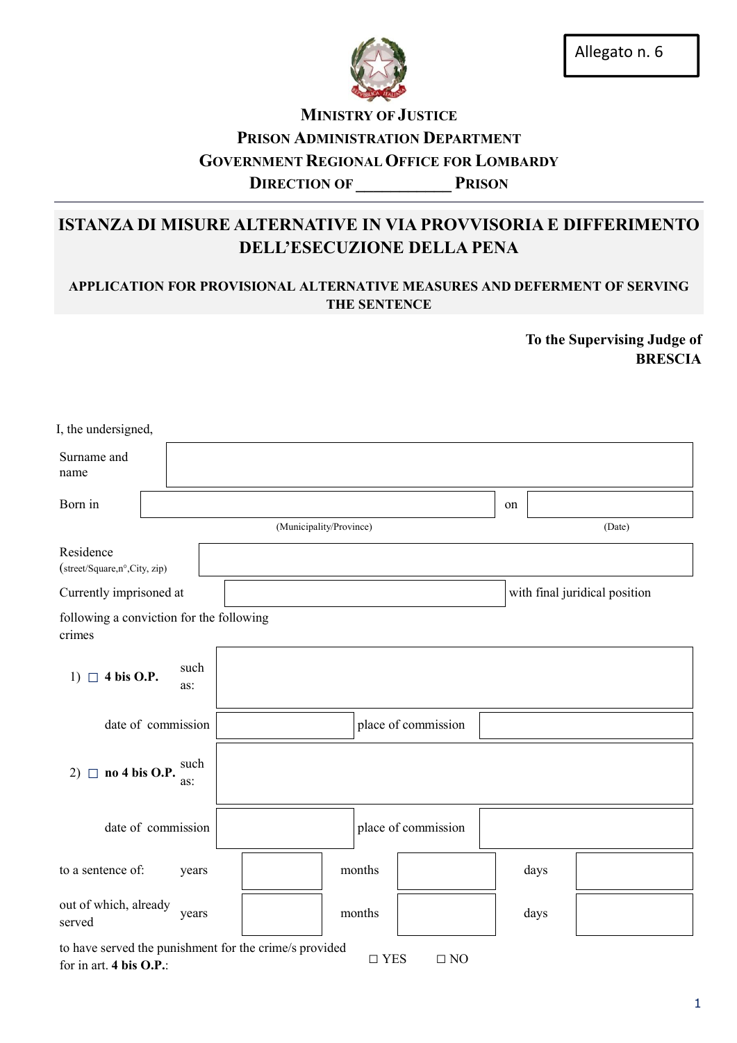Allegato n. 6

**MINISTRY OF JUSTICE**
**PRISON ADMINISTRATION DEPARTMENT**
**GOVERNMENT REGIONAL OFFICE FOR LOMBARDY**
**DIRECTION OF ____________ PRISON**

# ISTANZA DI MISURE ALTERNATIVE IN VIA PROVVISORIA E DIFFERIMENTO DELL'ESECUZIONE DELLA PENA

## APPLICATION FOR PROVISIONAL ALTERNATIVE MEASURES AND DEFERMENT OF SERVING THE SENTENCE

**To the Supervising Judge of**
**BRESCIA**

I, the undersigned,

| Surname and name | |
|---|---|

| Born in | | on | |
|---|---|---|---|
| | (Municipality/Province) | | (Date) |

| Residence (street/Square,n°,City, zip) | |
|---|---|

| Currently imprisoned at | | with final juridical position |
|---|---|---|

following a conviction for the following crimes

| | | |
|---|---|---|
| 1) ☐ **4 bis O.P.** | such as: | |
| date of commission | | place of commission | |
| 2) ☐ **no 4 bis O.P.** | such as: | |
| date of commission | | place of commission | |

| | years | | months | | days | |
|---|---|---|---|---|---|---|
| to a sentence of: | years | | months | | days | |
| out of which, already served | years | | months | | days | |

to have served the punishment for the crime/s provided for in art. **4 bis O.P.**: ☐ YES ☐ NO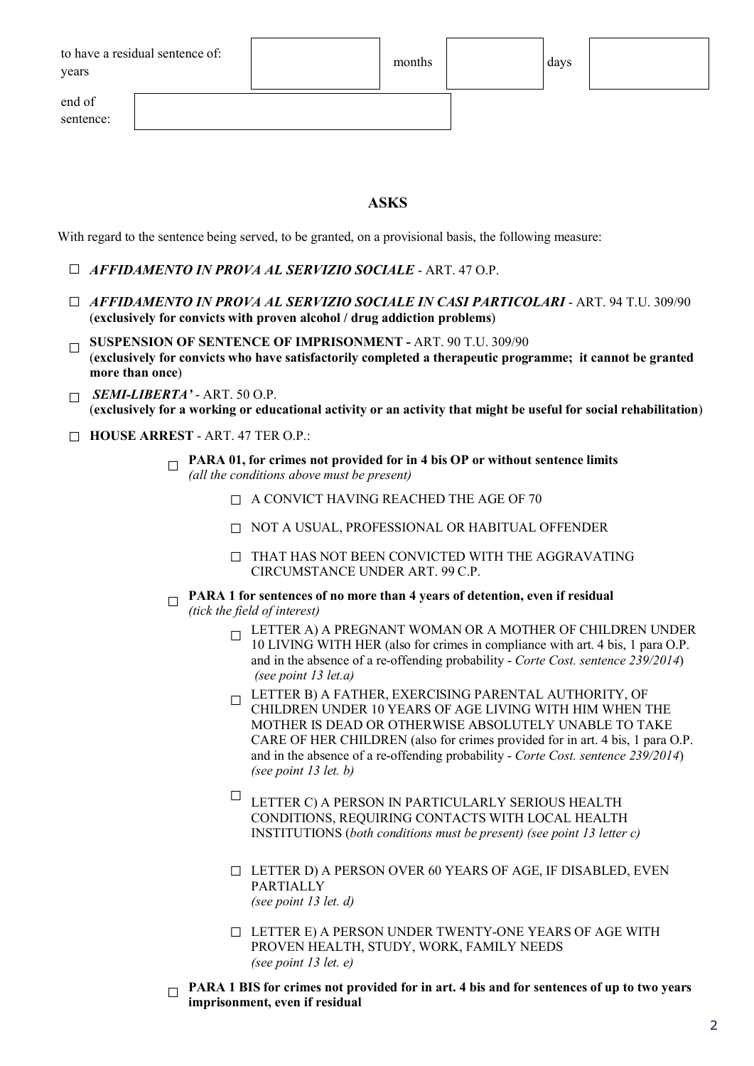| to have a residual sentence of: years | | months | | days | |
|---|---|---|---|---|---|

| end of sentence: | |
|---|---|

## ASKS

With regard to the sentence being served, to be granted, on a provisional basis, the following measure:

- ☐ ***AFFIDAMENTO IN PROVA AL SERVIZIO SOCIALE*** - ART. 47 O.P.
- ☐ ***AFFIDAMENTO IN PROVA AL SERVIZIO SOCIALE IN CASI PARTICOLARI*** - ART. 94 T.U. 309/90 (**exclusively for convicts with proven alcohol / drug addiction problems**)
- ☐ **SUSPENSION OF SENTENCE OF IMPRISONMENT -** ART. 90 T.U. 309/90 (**exclusively for convicts who have satisfactorily completed a therapeutic programme; it cannot be granted more than once**)
- ☐ ***SEMI-LIBERTA'*** - ART. 50 O.P. (**exclusively for a working or educational activity or an activity that might be useful for social rehabilitation**)
- ☐ **HOUSE ARREST** - ART. 47 TER O.P.:
  - ☐ **PARA 01, for crimes not provided for in 4 bis OP or without sentence limits**
    *(all the conditions above must be present)*
    - ☐ A CONVICT HAVING REACHED THE AGE OF 70
    - ☐ NOT A USUAL, PROFESSIONAL OR HABITUAL OFFENDER
    - ☐ THAT HAS NOT BEEN CONVICTED WITH THE AGGRAVATING CIRCUMSTANCE UNDER ART. 99 C.P.
  - ☐ **PARA 1 for sentences of no more than 4 years of detention, even if residual**
    *(tick the field of interest)*
    - ☐ LETTER A) A PREGNANT WOMAN OR A MOTHER OF CHILDREN UNDER 10 LIVING WITH HER (also for crimes in compliance with art. 4 bis, 1 para O.P. and in the absence of a re-offending probability - *Corte Cost. sentence 239/2014*) *(see point 13 let.a)*
    - ☐ LETTER B) A FATHER, EXERCISING PARENTAL AUTHORITY, OF CHILDREN UNDER 10 YEARS OF AGE LIVING WITH HIM WHEN THE MOTHER IS DEAD OR OTHERWISE ABSOLUTELY UNABLE TO TAKE CARE OF HER CHILDREN (also for crimes provided for in art. 4 bis, 1 para O.P. and in the absence of a re-offending probability - *Corte Cost. sentence 239/2014*) *(see point 13 let. b)*
    - ☐ LETTER C) A PERSON IN PARTICULARLY SERIOUS HEALTH CONDITIONS, REQUIRING CONTACTS WITH LOCAL HEALTH INSTITUTIONS (*both conditions must be present) (see point 13 letter c)*
    - ☐ LETTER D) A PERSON OVER 60 YEARS OF AGE, IF DISABLED, EVEN PARTIALLY *(see point 13 let. d)*
    - ☐ LETTER E) A PERSON UNDER TWENTY-ONE YEARS OF AGE WITH PROVEN HEALTH, STUDY, WORK, FAMILY NEEDS *(see point 13 let. e)*
  - ☐ **PARA 1 BIS for crimes not provided for in art. 4 bis and for sentences of up to two years imprisonment, even if residual**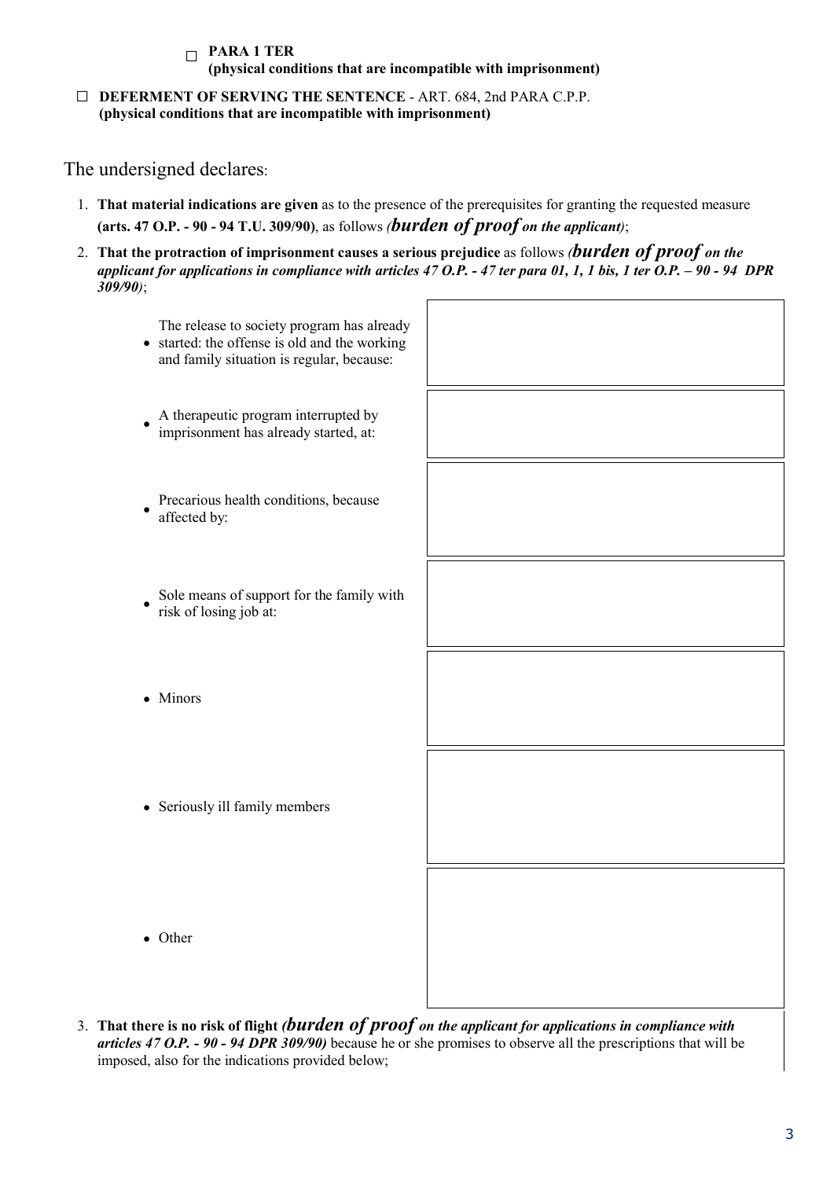☐ **PARA 1 TER**
**(physical conditions that are incompatible with imprisonment)**

☐ **DEFERMENT OF SERVING THE SENTENCE** - ART. 684, 2nd PARA C.P.P.
**(physical conditions that are incompatible with imprisonment)**

The undersigned declares:

1. **That material indications are given** as to the presence of the prerequisites for granting the requested measure **(arts. 47 O.P. - 90 - 94 T.U. 309/90)**, as follows *(**burden of proof** **on the applicant**)*;
2. **That the protraction of imprisonment causes a serious prejudice** as follows *(**burden of proof on the applicant for applications in compliance with articles 47 O.P. - 47 ter para 01, 1, 1 bis, 1 ter O.P. – 90 - 94 DPR 309/90**)*;

| | |
|---|---|
| • The release to society program has already started: the offense is old and the working and family situation is regular, because: | |
| • A therapeutic program interrupted by imprisonment has already started, at: | |
| • Precarious health conditions, because affected by: | |
| • Sole means of support for the family with risk of losing job at: | |
| • Minors | |
| • Seriously ill family members | |
| • Other | |

3. **That there is no risk of flight** *(**burden of proof on the applicant for applications in compliance with articles 47 O.P. - 90 - 94 DPR 309/90**)* because he or she promises to observe all the prescriptions that will be imposed, also for the indications provided below;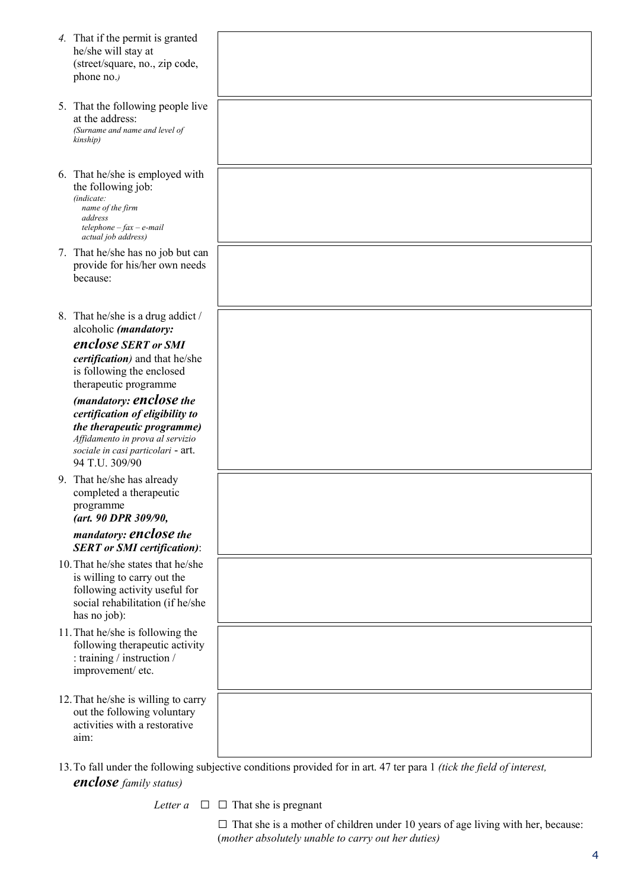4. That if the permit is granted he/she will stay at (street/square, no., zip code, phone no.*)*

5. That the following people live at the address: *(Surname and name and level of kinship)*

6. That he/she is employed with the following job: *(indicate: name of the firm address telephone – fax – e-mail actual job address)*

7. That he/she has no job but can provide for his/her own needs because:

8. That he/she is a drug addict / alcoholic ***(mandatory: enclose SERT or SMI certification)*** and that he/she is following the enclosed therapeutic programme ***(mandatory: enclose the certification of eligibility to the therapeutic programme)*** *Affidamento in prova al servizio sociale in casi particolari* - art. 94 T.U. 309/90

9. That he/she has already completed a therapeutic programme ***(art. 90 DPR 309/90, mandatory: enclose the SERT or SMI certification)***:

10. That he/she states that he/she is willing to carry out the following activity useful for social rehabilitation (if he/she has no job):

11. That he/she is following the following therapeutic activity : training / instruction / improvement/ etc.

12. That he/she is willing to carry out the following voluntary activities with a restorative aim:

13. To fall under the following subjective conditions provided for in art. 47 ter para 1 *(tick the field of interest,* ***enclose*** *family status)*

*Letter a* ☐ ☐ That she is pregnant

☐ That she is a mother of children under 10 years of age living with her, because: (*mother absolutely unable to carry out her duties)*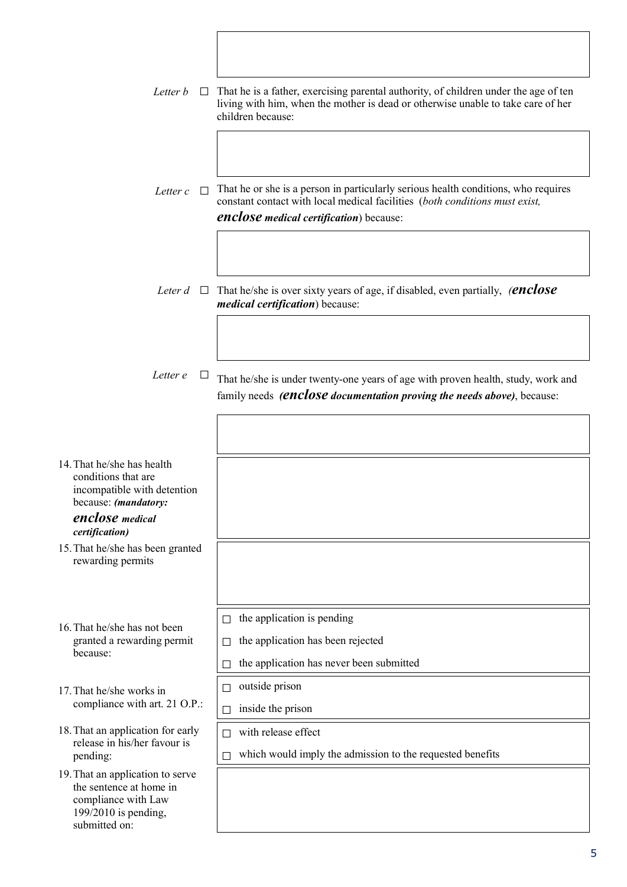*Letter b* ☐ That he is a father, exercising parental authority, of children under the age of ten living with him, when the mother is dead or otherwise unable to take care of her children because:

*Letter c* ☐ That he or she is a person in particularly serious health conditions, who requires constant contact with local medical facilities (*both conditions must exist,* ***enclose medical certification***) because:

*Leter d* ☐ That he/she is over sixty years of age, if disabled, even partially, (***enclose medical certification***) because:

*Letter e* ☐ That he/she is under twenty-one years of age with proven health, study, work and family needs ***(enclose documentation proving the needs above)***, because:

14. That he/she has health conditions that are incompatible with detention because: ***(mandatory: enclose medical certification)***

15. That he/she has been granted rewarding permits

16. That he/she has not been granted a rewarding permit because:
    - ☐ the application is pending
    - ☐ the application has been rejected
    - ☐ the application has never been submitted

17. That he/she works in compliance with art. 21 O.P.:
    - ☐ outside prison
    - ☐ inside the prison

18. That an application for early release in his/her favour is pending:
    - ☐ with release effect
    - ☐ which would imply the admission to the requested benefits

19. That an application to serve the sentence at home in compliance with Law 199/2010 is pending, submitted on: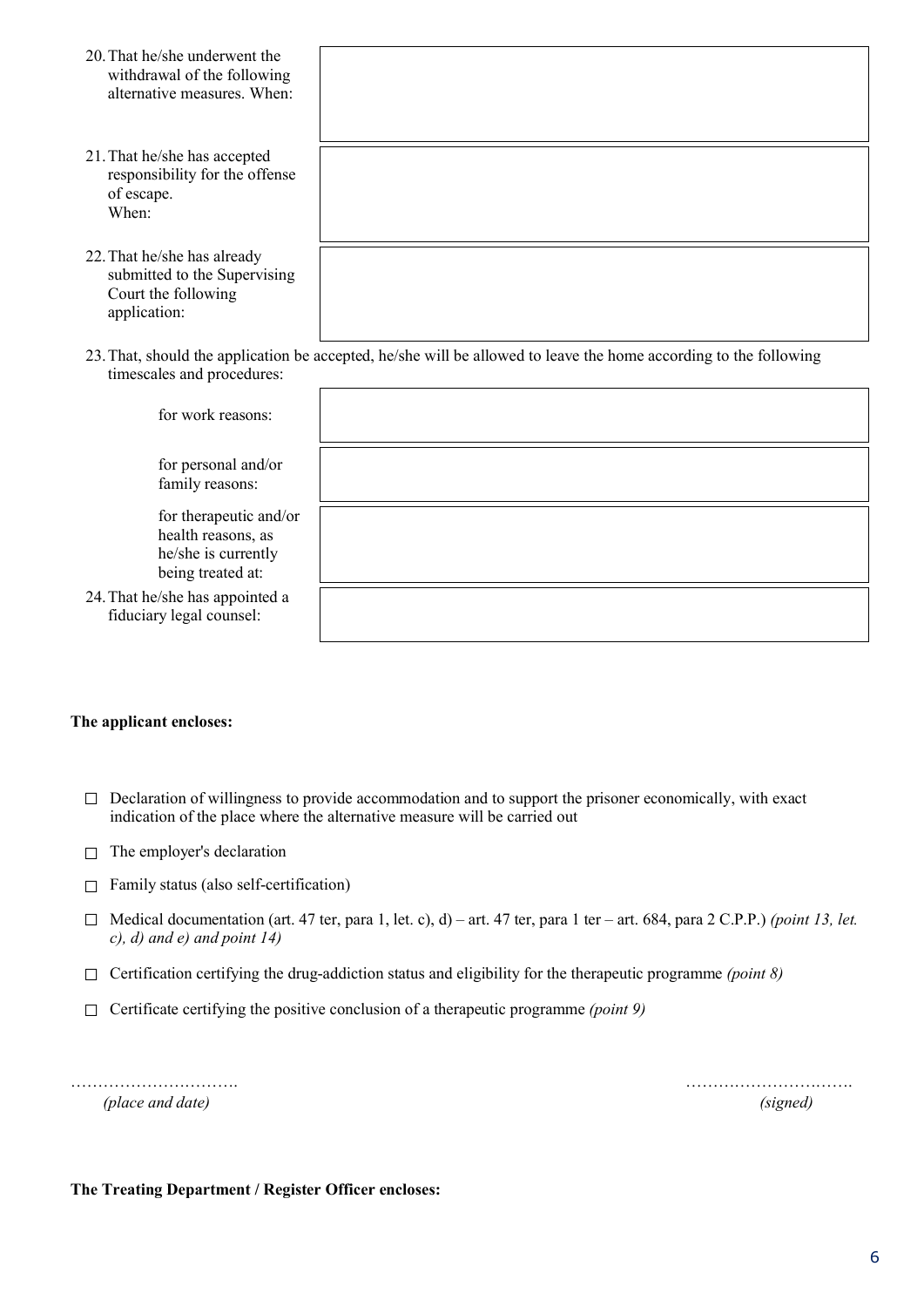20. That he/she underwent the withdrawal of the following alternative measures. When:

21. That he/she has accepted responsibility for the offense of escape.
    When:

22. That he/she has already submitted to the Supervising Court the following application:

23. That, should the application be accepted, he/she will be allowed to leave the home according to the following timescales and procedures:

    for work reasons:

    for personal and/or family reasons:

    for therapeutic and/or health reasons, as he/she is currently being treated at:

24. That he/she has appointed a fiduciary legal counsel:

**The applicant encloses:**

- ☐ Declaration of willingness to provide accommodation and to support the prisoner economically, with exact indication of the place where the alternative measure will be carried out
- ☐ The employer's declaration
- ☐ Family status (also self-certification)
- ☐ Medical documentation (art. 47 ter, para 1, let. c), d) – art. 47 ter, para 1 ter – art. 684, para 2 C.P.P.) *(point 13, let. c), d) and e) and point 14)*
- ☐ Certification certifying the drug-addiction status and eligibility for the therapeutic programme *(point 8)*
- ☐ Certificate certifying the positive conclusion of a therapeutic programme *(point 9)*

…………………………. *(place and date)*

…………………………. *(signed)*

**The Treating Department / Register Officer encloses:**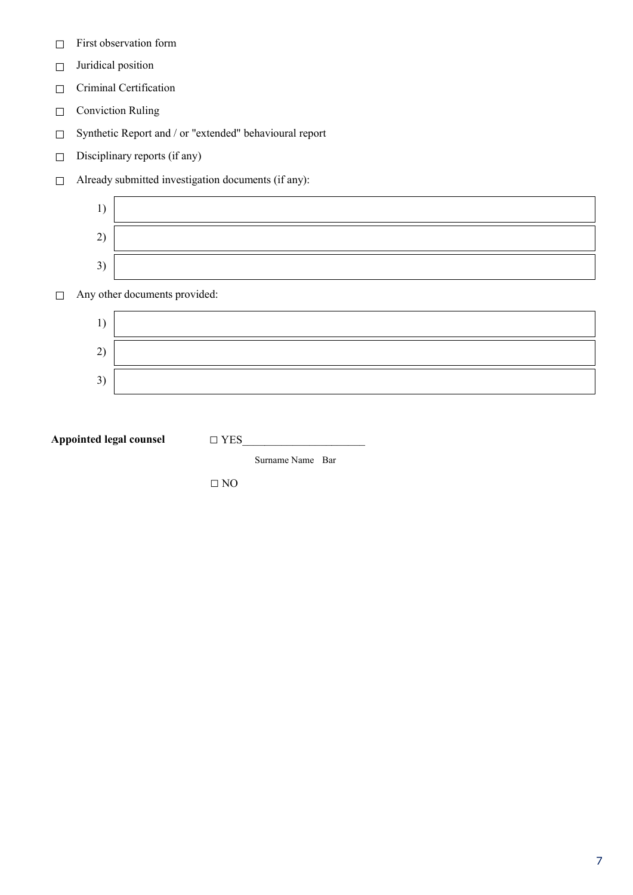- ☐ First observation form
- ☐ Juridical position
- ☐ Criminal Certification
- ☐ Conviction Ruling
- ☐ Synthetic Report and / or "extended" behavioural report
- ☐ Disciplinary reports (if any)
- ☐ Already submitted investigation documents (if any):

| | |
|---|---|
| 1) | |
| 2) | |
| 3) | |

- ☐ Any other documents provided:

| | |
|---|---|
| 1) | |
| 2) | |
| 3) | |

**Appointed legal counsel** ☐ YES______________________

Surname Name Bar

☐ NO